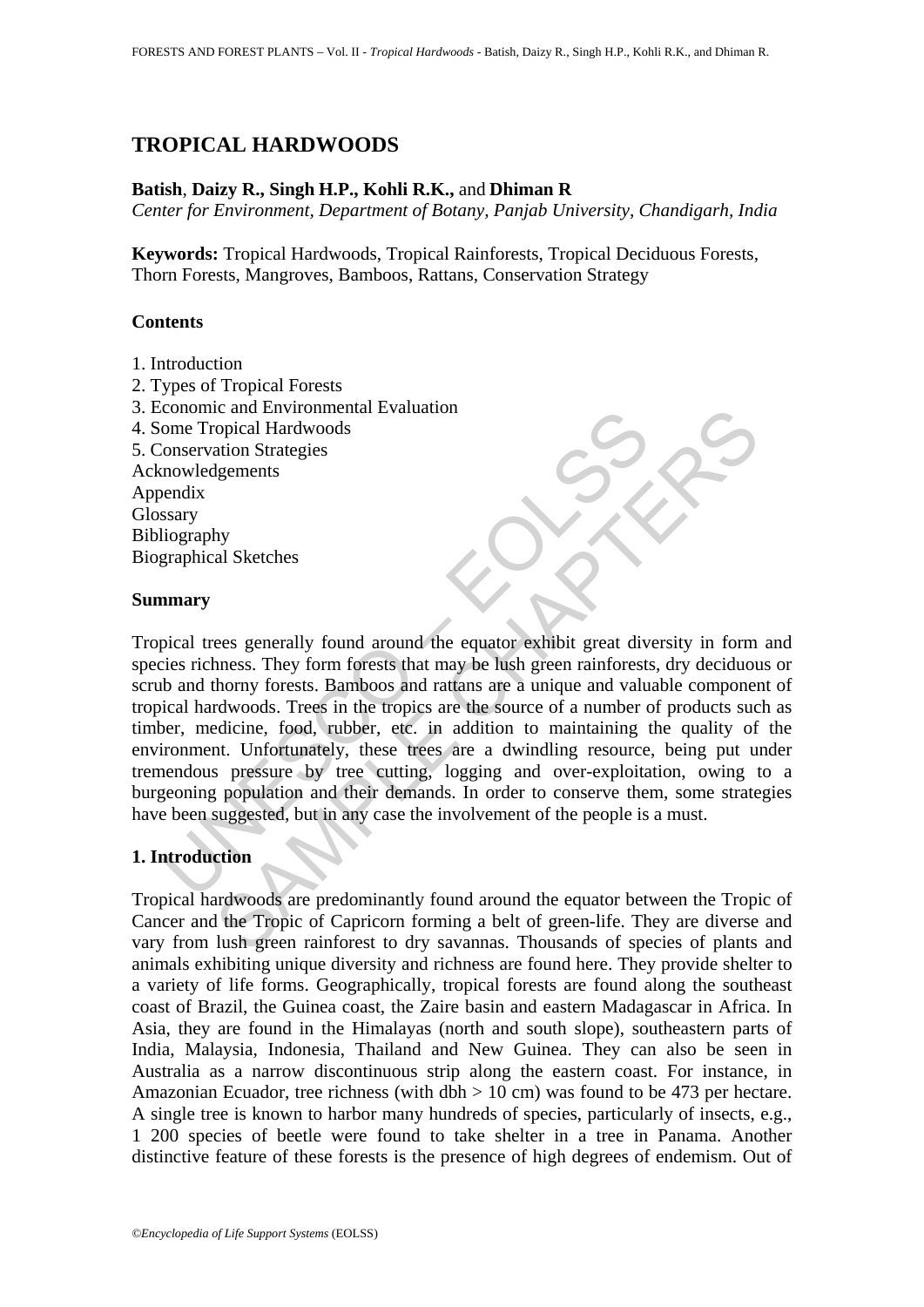# TROPICAL HARDWOODS

**Batish**, **Daizy R., Singh H.P., Kohli R.K.,** and **Dhiman R**

*Center for Environment, Department of Botany, Panjab University, Chandigarh, India*

**Keywords:** Tropical Hardwoods, Tropical Rainforests, Tropical Deciduous Forests, Thorn Forests, Mangroves, Bamboos, Rattans, Conservation Strategy

## Contents

1. Introduction
2. Types of Tropical Forests
3. Economic and Environmental Evaluation
4. Some Tropical Hardwoods
5. Conservation Strategies

Acknowledgements
Appendix
Glossary
Bibliography
Biographical Sketches

## Summary

Tropical trees generally found around the equator exhibit great diversity in form and species richness. They form forests that may be lush green rainforests, dry deciduous or scrub and thorny forests. Bamboos and rattans are a unique and valuable component of tropical hardwoods. Trees in the tropics are the source of a number of products such as timber, medicine, food, rubber, etc. in addition to maintaining the quality of the environment. Unfortunately, these trees are a dwindling resource, being put under tremendous pressure by tree cutting, logging and over-exploitation, owing to a burgeoning population and their demands. In order to conserve them, some strategies have been suggested, but in any case the involvement of the people is a must.

## 1. Introduction

Tropical hardwoods are predominantly found around the equator between the Tropic of Cancer and the Tropic of Capricorn forming a belt of green-life. They are diverse and vary from lush green rainforest to dry savannas. Thousands of species of plants and animals exhibiting unique diversity and richness are found here. They provide shelter to a variety of life forms. Geographically, tropical forests are found along the southeast coast of Brazil, the Guinea coast, the Zaire basin and eastern Madagascar in Africa. In Asia, they are found in the Himalayas (north and south slope), southeastern parts of India, Malaysia, Indonesia, Thailand and New Guinea. They can also be seen in Australia as a narrow discontinuous strip along the eastern coast. For instance, in Amazonian Ecuador, tree richness (with dbh > 10 cm) was found to be 473 per hectare. A single tree is known to harbor many hundreds of species, particularly of insects, e.g., 1 200 species of beetle were found to take shelter in a tree in Panama. Another distinctive feature of these forests is the presence of high degrees of endemism. Out of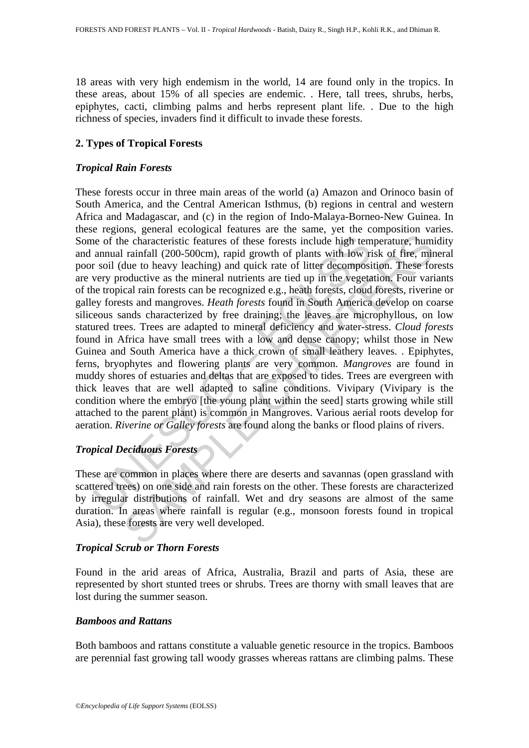18 areas with very high endemism in the world, 14 are found only in the tropics. In these areas, about 15% of all species are endemic. . Here, tall trees, shrubs, herbs, epiphytes, cacti, climbing palms and herbs represent plant life. . Due to the high richness of species, invaders find it difficult to invade these forests.

## 2. Types of Tropical Forests

### *Tropical Rain Forests*

These forests occur in three main areas of the world (a) Amazon and Orinoco basin of South America, and the Central American Isthmus, (b) regions in central and western Africa and Madagascar, and (c) in the region of Indo-Malaya-Borneo-New Guinea. In these regions, general ecological features are the same, yet the composition varies. Some of the characteristic features of these forests include high temperature, humidity and annual rainfall (200-500cm), rapid growth of plants with low risk of fire, mineral poor soil (due to heavy leaching) and quick rate of litter decomposition. These forests are very productive as the mineral nutrients are tied up in the vegetation. Four variants of the tropical rain forests can be recognized e.g., heath forests, cloud forests, riverine or galley forests and mangroves. *Heath forests* found in South America develop on coarse siliceous sands characterized by free draining; the leaves are microphyllous, on low statured trees. Trees are adapted to mineral deficiency and water-stress. *Cloud forests* found in Africa have small trees with a low and dense canopy; whilst those in New Guinea and South America have a thick crown of small leathery leaves. . Epiphytes, ferns, bryophytes and flowering plants are very common. *Mangroves* are found in muddy shores of estuaries and deltas that are exposed to tides. Trees are evergreen with thick leaves that are well adapted to saline conditions. Vivipary (Vivipary is the condition where the embryo [the young plant within the seed] starts growing while still attached to the parent plant) is common in Mangroves. Various aerial roots develop for aeration. *Riverine or Galley forests* are found along the banks or flood plains of rivers.

### *Tropical Deciduous Forests*

These are common in places where there are deserts and savannas (open grassland with scattered trees) on one side and rain forests on the other. These forests are characterized by irregular distributions of rainfall. Wet and dry seasons are almost of the same duration. In areas where rainfall is regular (e.g., monsoon forests found in tropical Asia), these forests are very well developed.

### *Tropical Scrub or Thorn Forests*

Found in the arid areas of Africa, Australia, Brazil and parts of Asia, these are represented by short stunted trees or shrubs. Trees are thorny with small leaves that are lost during the summer season.

### *Bamboos and Rattans*

Both bamboos and rattans constitute a valuable genetic resource in the tropics. Bamboos are perennial fast growing tall woody grasses whereas rattans are climbing palms. These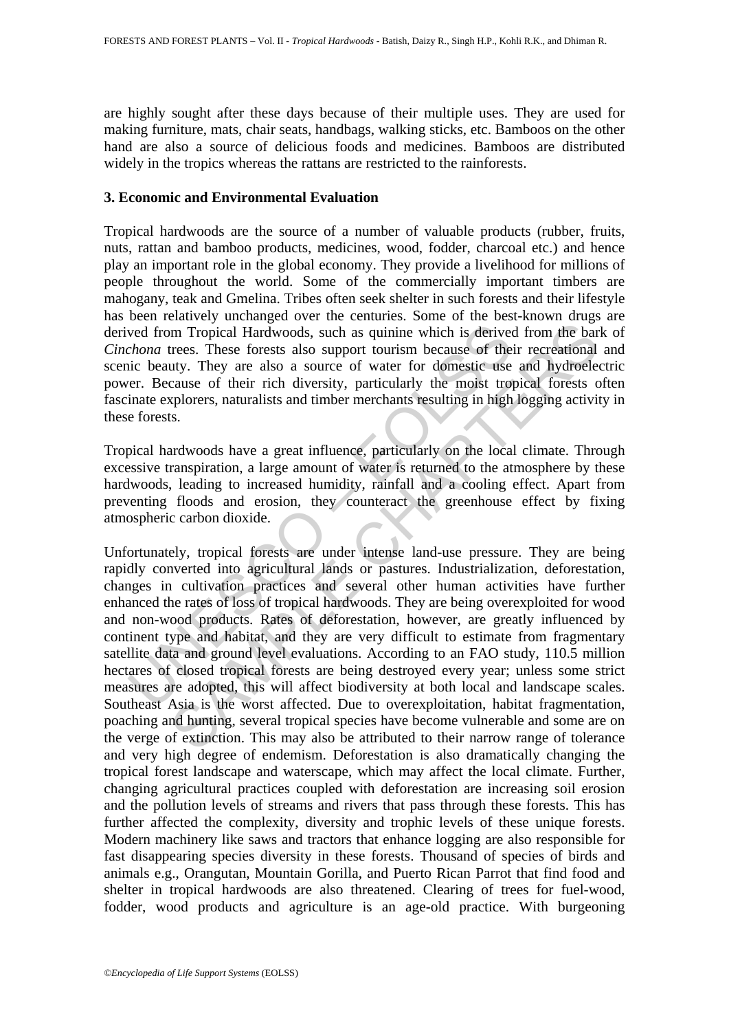are highly sought after these days because of their multiple uses. They are used for making furniture, mats, chair seats, handbags, walking sticks, etc. Bamboos on the other hand are also a source of delicious foods and medicines. Bamboos are distributed widely in the tropics whereas the rattans are restricted to the rainforests.

## 3. Economic and Environmental Evaluation

Tropical hardwoods are the source of a number of valuable products (rubber, fruits, nuts, rattan and bamboo products, medicines, wood, fodder, charcoal etc.) and hence play an important role in the global economy. They provide a livelihood for millions of people throughout the world. Some of the commercially important timbers are mahogany, teak and Gmelina. Tribes often seek shelter in such forests and their lifestyle has been relatively unchanged over the centuries. Some of the best-known drugs are derived from Tropical Hardwoods, such as quinine which is derived from the bark of *Cinchona* trees. These forests also support tourism because of their recreational and scenic beauty. They are also a source of water for domestic use and hydroelectric power. Because of their rich diversity, particularly the moist tropical forests often fascinate explorers, naturalists and timber merchants resulting in high logging activity in these forests.

Tropical hardwoods have a great influence, particularly on the local climate. Through excessive transpiration, a large amount of water is returned to the atmosphere by these hardwoods, leading to increased humidity, rainfall and a cooling effect. Apart from preventing floods and erosion, they counteract the greenhouse effect by fixing atmospheric carbon dioxide.

Unfortunately, tropical forests are under intense land-use pressure. They are being rapidly converted into agricultural lands or pastures. Industrialization, deforestation, changes in cultivation practices and several other human activities have further enhanced the rates of loss of tropical hardwoods. They are being overexploited for wood and non-wood products. Rates of deforestation, however, are greatly influenced by continent type and habitat, and they are very difficult to estimate from fragmentary satellite data and ground level evaluations. According to an FAO study, 110.5 million hectares of closed tropical forests are being destroyed every year; unless some strict measures are adopted, this will affect biodiversity at both local and landscape scales. Southeast Asia is the worst affected. Due to overexploitation, habitat fragmentation, poaching and hunting, several tropical species have become vulnerable and some are on the verge of extinction. This may also be attributed to their narrow range of tolerance and very high degree of endemism. Deforestation is also dramatically changing the tropical forest landscape and waterscape, which may affect the local climate. Further, changing agricultural practices coupled with deforestation are increasing soil erosion and the pollution levels of streams and rivers that pass through these forests. This has further affected the complexity, diversity and trophic levels of these unique forests. Modern machinery like saws and tractors that enhance logging are also responsible for fast disappearing species diversity in these forests. Thousand of species of birds and animals e.g., Orangutan, Mountain Gorilla, and Puerto Rican Parrot that find food and shelter in tropical hardwoods are also threatened. Clearing of trees for fuel-wood, fodder, wood products and agriculture is an age-old practice. With burgeoning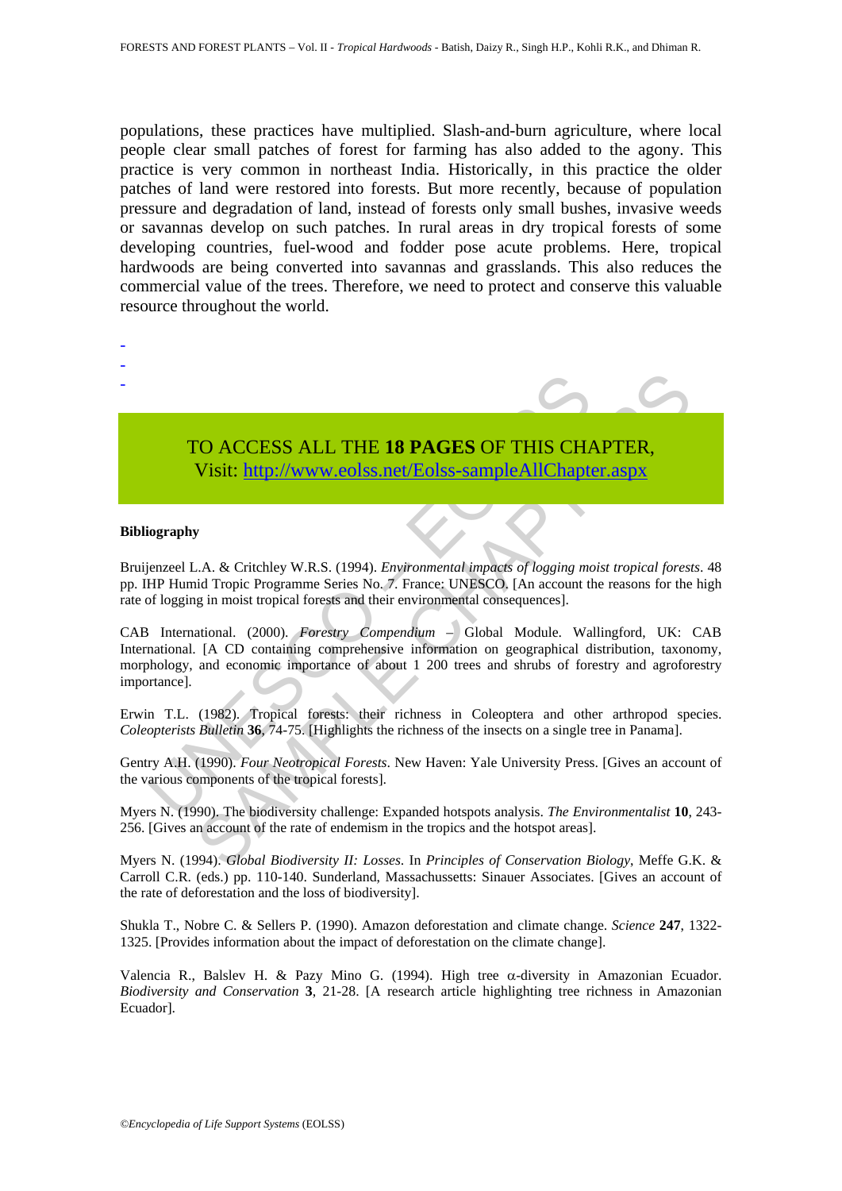populations, these practices have multiplied. Slash-and-burn agriculture, where local people clear small patches of forest for farming has also added to the agony. This practice is very common in northeast India. Historically, in this practice the older patches of land were restored into forests. But more recently, because of population pressure and degradation of land, instead of forests only small bushes, invasive weeds or savannas develop on such patches. In rural areas in dry tropical forests of some developing countries, fuel-wood and fodder pose acute problems. Here, tropical hardwoods are being converted into savannas and grasslands. This also reduces the commercial value of the trees. Therefore, we need to protect and conserve this valuable resource throughout the world.

-
-
-

TO ACCESS ALL THE **18 PAGES** OF THIS CHAPTER,
Visit: http://www.eolss.net/Eolss-sampleAllChapter.aspx

**Bibliography**

Bruijenzeel L.A. & Critchley W.R.S. (1994). *Environmental impacts of logging moist tropical forests*. 48 pp. IHP Humid Tropic Programme Series No. 7. France: UNESCO. [An account the reasons for the high rate of logging in moist tropical forests and their environmental consequences].

CAB International. (2000). *Forestry Compendium* – Global Module. Wallingford, UK: CAB International. [A CD containing comprehensive information on geographical distribution, taxonomy, morphology, and economic importance of about 1 200 trees and shrubs of forestry and agroforestry importance].

Erwin T.L. (1982). Tropical forests: their richness in Coleoptera and other arthropod species. *Coleopterists Bulletin* **36**, 74-75. [Highlights the richness of the insects on a single tree in Panama].

Gentry A.H. (1990). *Four Neotropical Forests*. New Haven: Yale University Press. [Gives an account of the various components of the tropical forests].

Myers N. (1990). The biodiversity challenge: Expanded hotspots analysis. *The Environmentalist* **10**, 243-256. [Gives an account of the rate of endemism in the tropics and the hotspot areas].

Myers N. (1994). *Global Biodiversity II: Losses*. In *Principles of Conservation Biology*, Meffe G.K. & Carroll C.R. (eds.) pp. 110-140. Sunderland, Massachussetts: Sinauer Associates. [Gives an account of the rate of deforestation and the loss of biodiversity].

Shukla T., Nobre C. & Sellers P. (1990). Amazon deforestation and climate change. *Science* **247**, 1322-1325. [Provides information about the impact of deforestation on the climate change].

Valencia R., Balslev H. & Pazy Mino G. (1994). High tree $\alpha$-diversity in Amazonian Ecuador. *Biodiversity and Conservation* **3**, 21-28. [A research article highlighting tree richness in Amazonian Ecuador].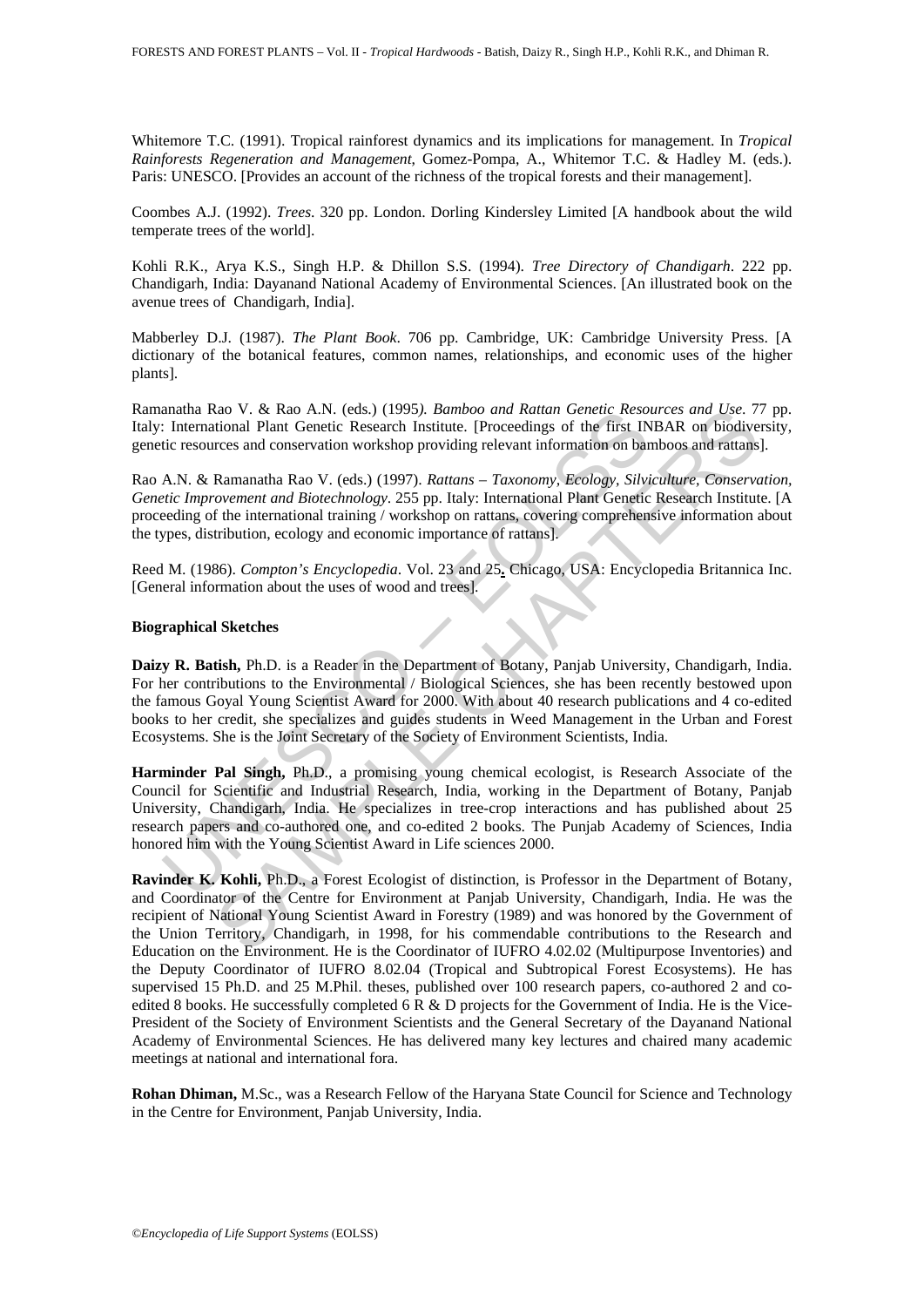Whitemore T.C. (1991). Tropical rainforest dynamics and its implications for management. In *Tropical Rainforests Regeneration and Management*, Gomez-Pompa, A., Whitemor T.C. & Hadley M. (eds.). Paris: UNESCO. [Provides an account of the richness of the tropical forests and their management].

Coombes A.J. (1992). *Trees*. 320 pp. London. Dorling Kindersley Limited [A handbook about the wild temperate trees of the world].

Kohli R.K., Arya K.S., Singh H.P. & Dhillon S.S. (1994). *Tree Directory of Chandigarh*. 222 pp. Chandigarh, India: Dayanand National Academy of Environmental Sciences. [An illustrated book on the avenue trees of Chandigarh, India].

Mabberley D.J. (1987). *The Plant Book*. 706 pp. Cambridge, UK: Cambridge University Press. [A dictionary of the botanical features, common names, relationships, and economic uses of the higher plants].

Ramanatha Rao V. & Rao A.N. (eds.) (1995*). Bamboo and Rattan Genetic Resources and Use*. 77 pp. Italy: International Plant Genetic Research Institute. [Proceedings of the first INBAR on biodiversity, genetic resources and conservation workshop providing relevant information on bamboos and rattans].

Rao A.N. & Ramanatha Rao V. (eds.) (1997). *Rattans – Taxonomy, Ecology, Silviculture, Conservation, Genetic Improvement and Biotechnology*. 255 pp. Italy: International Plant Genetic Research Institute. [A proceeding of the international training / workshop on rattans, covering comprehensive information about the types, distribution, ecology and economic importance of rattans].

Reed M. (1986). *Compton's Encyclopedia*. Vol. 23 and 25**.** Chicago, USA: Encyclopedia Britannica Inc. [General information about the uses of wood and trees].

**Biographical Sketches**

**Daizy R. Batish,** Ph.D. is a Reader in the Department of Botany, Panjab University, Chandigarh, India. For her contributions to the Environmental / Biological Sciences, she has been recently bestowed upon the famous Goyal Young Scientist Award for 2000. With about 40 research publications and 4 co-edited books to her credit, she specializes and guides students in Weed Management in the Urban and Forest Ecosystems. She is the Joint Secretary of the Society of Environment Scientists, India.

**Harminder Pal Singh,** Ph.D., a promising young chemical ecologist, is Research Associate of the Council for Scientific and Industrial Research, India, working in the Department of Botany, Panjab University, Chandigarh, India. He specializes in tree-crop interactions and has published about 25 research papers and co-authored one, and co-edited 2 books. The Punjab Academy of Sciences, India honored him with the Young Scientist Award in Life sciences 2000.

**Ravinder K. Kohli,** Ph.D., a Forest Ecologist of distinction, is Professor in the Department of Botany, and Coordinator of the Centre for Environment at Panjab University, Chandigarh, India. He was the recipient of National Young Scientist Award in Forestry (1989) and was honored by the Government of the Union Territory, Chandigarh, in 1998, for his commendable contributions to the Research and Education on the Environment. He is the Coordinator of IUFRO 4.02.02 (Multipurpose Inventories) and the Deputy Coordinator of IUFRO 8.02.04 (Tropical and Subtropical Forest Ecosystems). He has supervised 15 Ph.D. and 25 M.Phil. theses, published over 100 research papers, co-authored 2 and co-edited 8 books. He successfully completed 6 R & D projects for the Government of India. He is the Vice-President of the Society of Environment Scientists and the General Secretary of the Dayanand National Academy of Environmental Sciences. He has delivered many key lectures and chaired many academic meetings at national and international fora.

**Rohan Dhiman,** M.Sc., was a Research Fellow of the Haryana State Council for Science and Technology in the Centre for Environment, Panjab University, India.